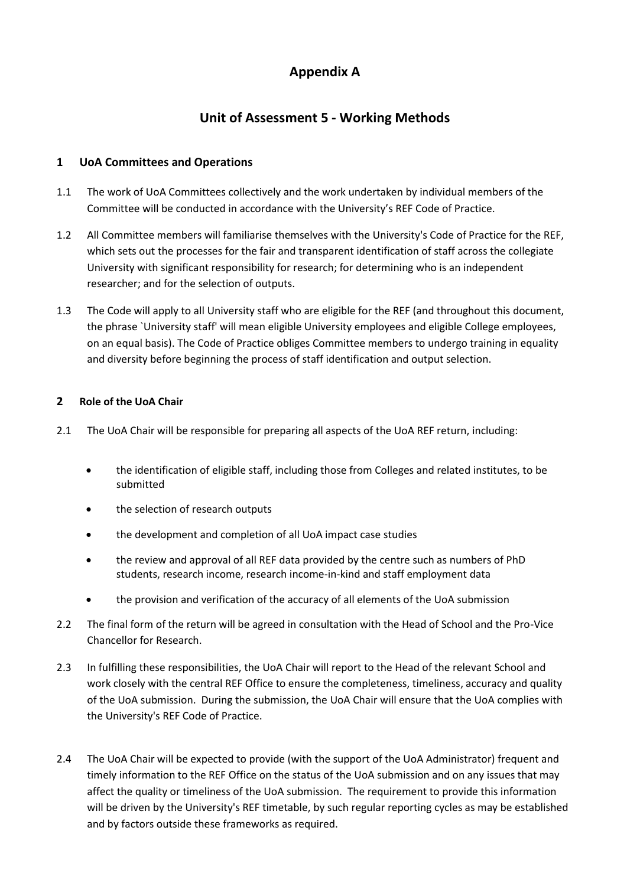# Appendix A

# Unit of Assessment 5 - Working Methods

## 1 UoA Committees and Operations

1.1 The work of UoA Committees collectively and the work undertaken by individual members of the Committee will be conducted in accordance with the University's REF Code of Practice.

1.2 All Committee members will familiarise themselves with the University's Code of Practice for the REF, which sets out the processes for the fair and transparent identification of staff across the collegiate University with significant responsibility for research; for determining who is an independent researcher; and for the selection of outputs.

1.3 The Code will apply to all University staff who are eligible for the REF (and throughout this document, the phrase `University staff' will mean eligible University employees and eligible College employees, on an equal basis). The Code of Practice obliges Committee members to undergo training in equality and diversity before beginning the process of staff identification and output selection.

## 2 Role of the UoA Chair

2.1 The UoA Chair will be responsible for preparing all aspects of the UoA REF return, including:

- the identification of eligible staff, including those from Colleges and related institutes, to be submitted
- the selection of research outputs
- the development and completion of all UoA impact case studies
- the review and approval of all REF data provided by the centre such as numbers of PhD students, research income, research income-in-kind and staff employment data
- the provision and verification of the accuracy of all elements of the UoA submission

2.2 The final form of the return will be agreed in consultation with the Head of School and the Pro-Vice Chancellor for Research.

2.3 In fulfilling these responsibilities, the UoA Chair will report to the Head of the relevant School and work closely with the central REF Office to ensure the completeness, timeliness, accuracy and quality of the UoA submission. During the submission, the UoA Chair will ensure that the UoA complies with the University's REF Code of Practice.

2.4 The UoA Chair will be expected to provide (with the support of the UoA Administrator) frequent and timely information to the REF Office on the status of the UoA submission and on any issues that may affect the quality or timeliness of the UoA submission. The requirement to provide this information will be driven by the University's REF timetable, by such regular reporting cycles as may be established and by factors outside these frameworks as required.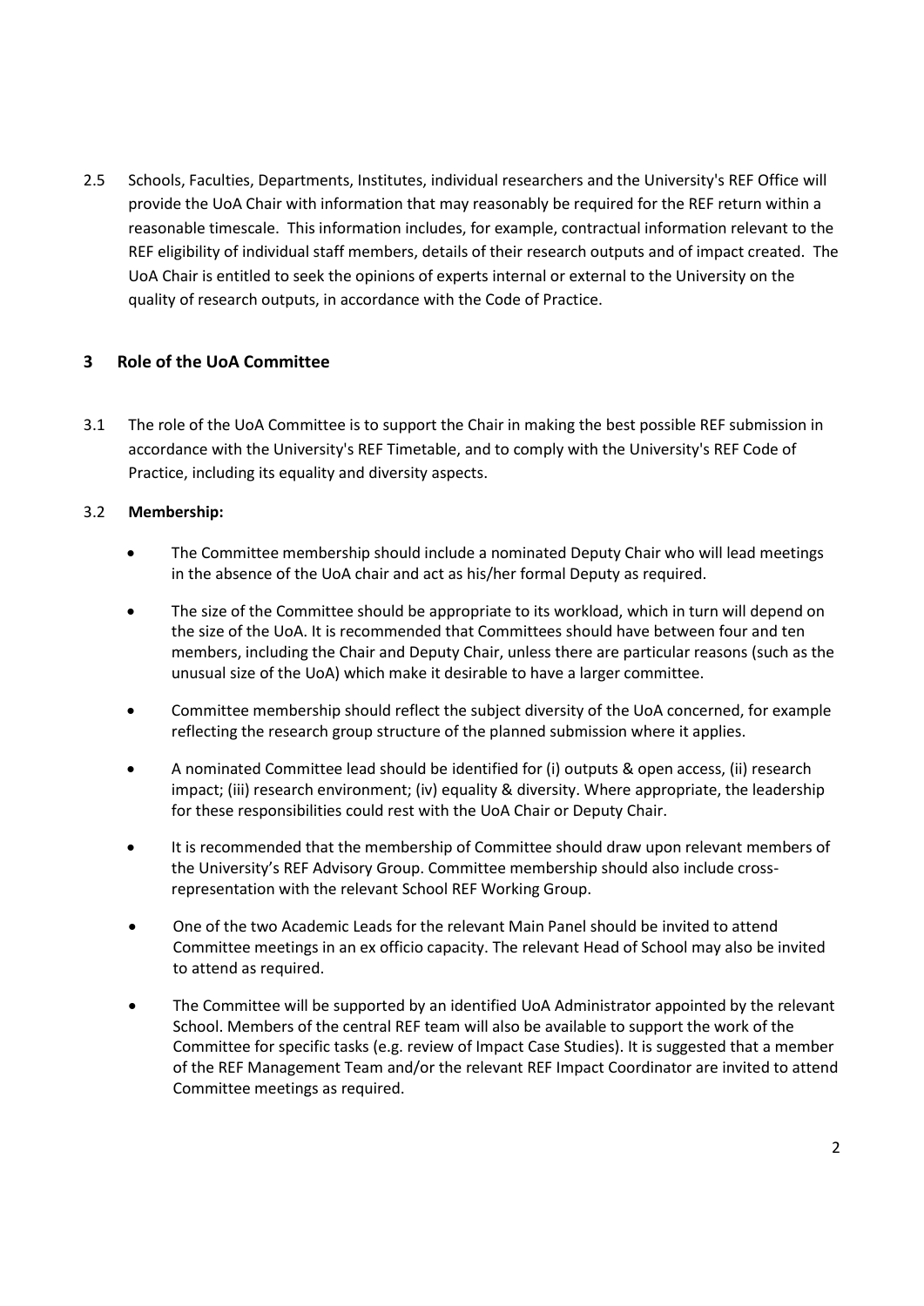2.5 Schools, Faculties, Departments, Institutes, individual researchers and the University's REF Office will provide the UoA Chair with information that may reasonably be required for the REF return within a reasonable timescale. This information includes, for example, contractual information relevant to the REF eligibility of individual staff members, details of their research outputs and of impact created. The UoA Chair is entitled to seek the opinions of experts internal or external to the University on the quality of research outputs, in accordance with the Code of Practice.

## 3 Role of the UoA Committee

3.1 The role of the UoA Committee is to support the Chair in making the best possible REF submission in accordance with the University's REF Timetable, and to comply with the University's REF Code of Practice, including its equality and diversity aspects.

3.2 **Membership:**

- The Committee membership should include a nominated Deputy Chair who will lead meetings in the absence of the UoA chair and act as his/her formal Deputy as required.
- The size of the Committee should be appropriate to its workload, which in turn will depend on the size of the UoA. It is recommended that Committees should have between four and ten members, including the Chair and Deputy Chair, unless there are particular reasons (such as the unusual size of the UoA) which make it desirable to have a larger committee.
- Committee membership should reflect the subject diversity of the UoA concerned, for example reflecting the research group structure of the planned submission where it applies.
- A nominated Committee lead should be identified for (i) outputs & open access, (ii) research impact; (iii) research environment; (iv) equality & diversity. Where appropriate, the leadership for these responsibilities could rest with the UoA Chair or Deputy Chair.
- It is recommended that the membership of Committee should draw upon relevant members of the University's REF Advisory Group. Committee membership should also include cross-representation with the relevant School REF Working Group.
- One of the two Academic Leads for the relevant Main Panel should be invited to attend Committee meetings in an ex officio capacity. The relevant Head of School may also be invited to attend as required.
- The Committee will be supported by an identified UoA Administrator appointed by the relevant School. Members of the central REF team will also be available to support the work of the Committee for specific tasks (e.g. review of Impact Case Studies). It is suggested that a member of the REF Management Team and/or the relevant REF Impact Coordinator are invited to attend Committee meetings as required.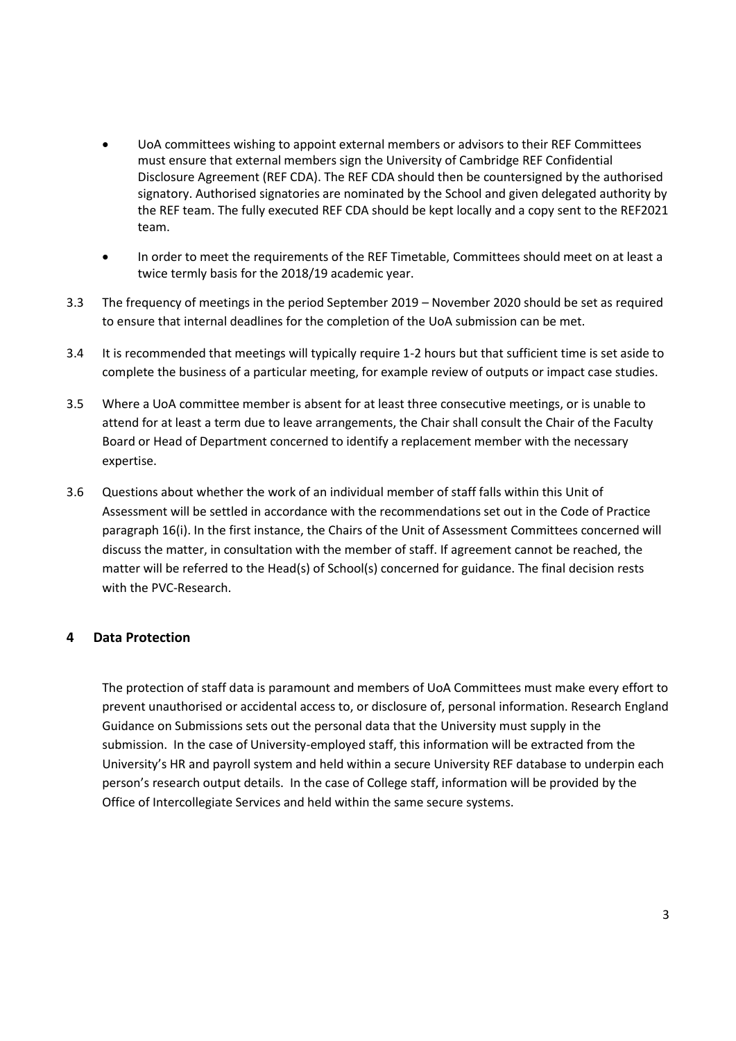- UoA committees wishing to appoint external members or advisors to their REF Committees must ensure that external members sign the University of Cambridge REF Confidential Disclosure Agreement (REF CDA). The REF CDA should then be countersigned by the authorised signatory. Authorised signatories are nominated by the School and given delegated authority by the REF team. The fully executed REF CDA should be kept locally and a copy sent to the REF2021 team.
- In order to meet the requirements of the REF Timetable, Committees should meet on at least a twice termly basis for the 2018/19 academic year.

3.3 The frequency of meetings in the period September 2019 – November 2020 should be set as required to ensure that internal deadlines for the completion of the UoA submission can be met.

3.4 It is recommended that meetings will typically require 1-2 hours but that sufficient time is set aside to complete the business of a particular meeting, for example review of outputs or impact case studies.

3.5 Where a UoA committee member is absent for at least three consecutive meetings, or is unable to attend for at least a term due to leave arrangements, the Chair shall consult the Chair of the Faculty Board or Head of Department concerned to identify a replacement member with the necessary expertise.

3.6 Questions about whether the work of an individual member of staff falls within this Unit of Assessment will be settled in accordance with the recommendations set out in the Code of Practice paragraph 16(i). In the first instance, the Chairs of the Unit of Assessment Committees concerned will discuss the matter, in consultation with the member of staff. If agreement cannot be reached, the matter will be referred to the Head(s) of School(s) concerned for guidance. The final decision rests with the PVC-Research.

## 4 Data Protection

The protection of staff data is paramount and members of UoA Committees must make every effort to prevent unauthorised or accidental access to, or disclosure of, personal information. Research England Guidance on Submissions sets out the personal data that the University must supply in the submission. In the case of University-employed staff, this information will be extracted from the University's HR and payroll system and held within a secure University REF database to underpin each person's research output details. In the case of College staff, information will be provided by the Office of Intercollegiate Services and held within the same secure systems.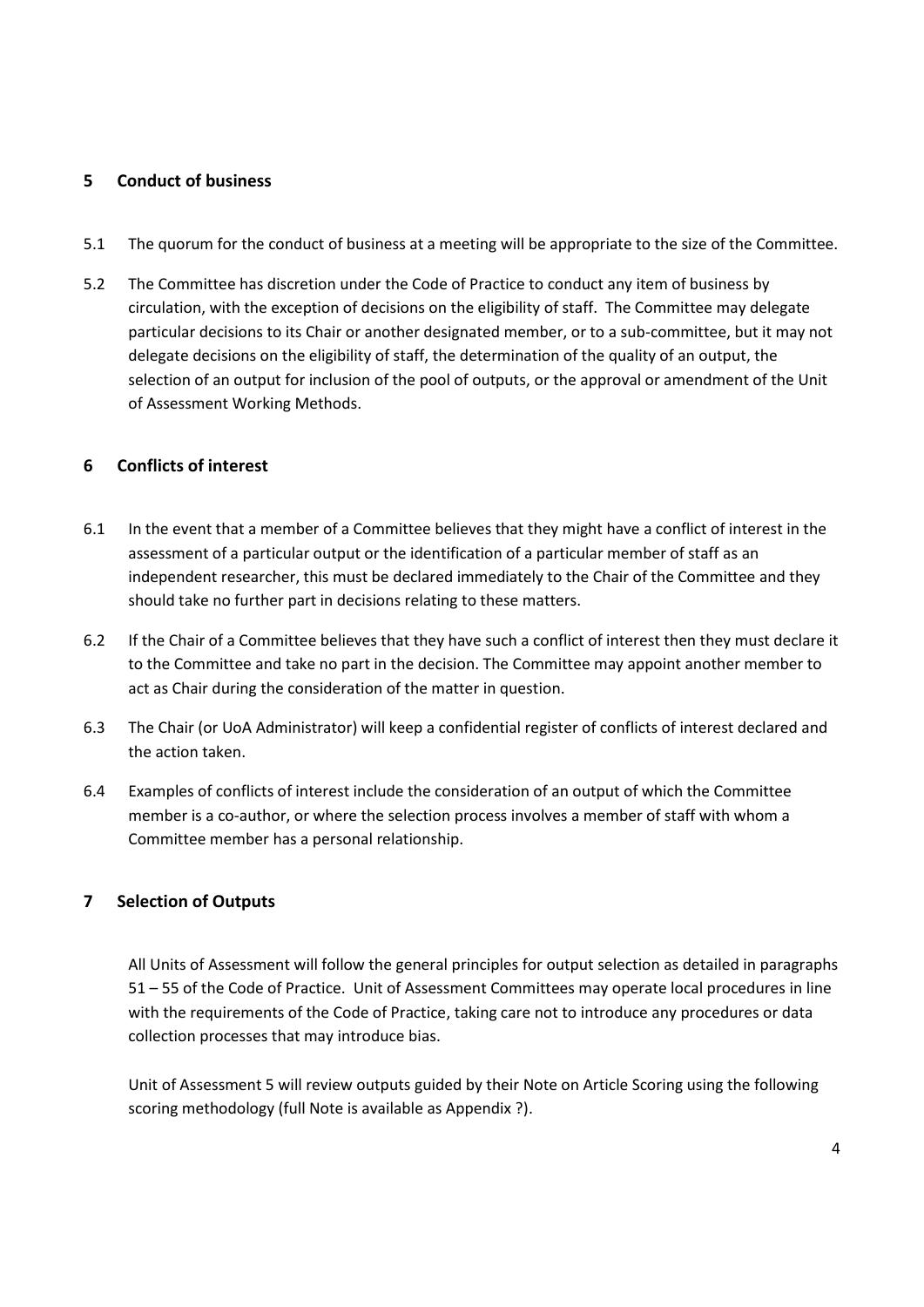## 5 Conduct of business

5.1 The quorum for the conduct of business at a meeting will be appropriate to the size of the Committee.

5.2 The Committee has discretion under the Code of Practice to conduct any item of business by circulation, with the exception of decisions on the eligibility of staff. The Committee may delegate particular decisions to its Chair or another designated member, or to a sub-committee, but it may not delegate decisions on the eligibility of staff, the determination of the quality of an output, the selection of an output for inclusion of the pool of outputs, or the approval or amendment of the Unit of Assessment Working Methods.

## 6 Conflicts of interest

6.1 In the event that a member of a Committee believes that they might have a conflict of interest in the assessment of a particular output or the identification of a particular member of staff as an independent researcher, this must be declared immediately to the Chair of the Committee and they should take no further part in decisions relating to these matters.

6.2 If the Chair of a Committee believes that they have such a conflict of interest then they must declare it to the Committee and take no part in the decision. The Committee may appoint another member to act as Chair during the consideration of the matter in question.

6.3 The Chair (or UoA Administrator) will keep a confidential register of conflicts of interest declared and the action taken.

6.4 Examples of conflicts of interest include the consideration of an output of which the Committee member is a co-author, or where the selection process involves a member of staff with whom a Committee member has a personal relationship.

## 7 Selection of Outputs

All Units of Assessment will follow the general principles for output selection as detailed in paragraphs 51 – 55 of the Code of Practice. Unit of Assessment Committees may operate local procedures in line with the requirements of the Code of Practice, taking care not to introduce any procedures or data collection processes that may introduce bias.

Unit of Assessment 5 will review outputs guided by their Note on Article Scoring using the following scoring methodology (full Note is available as Appendix ?).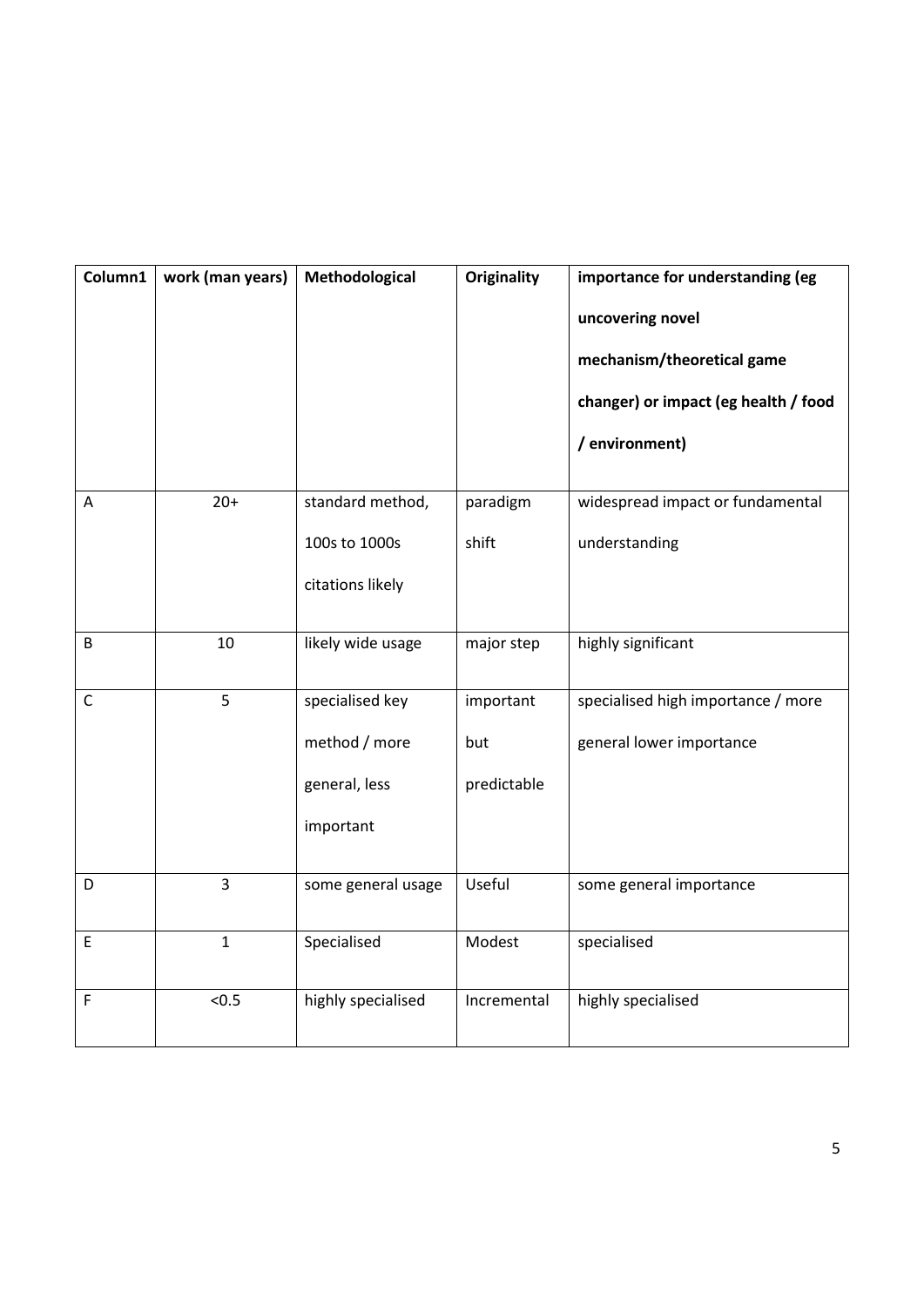| Column1 | work (man years) | Methodological | Originality | importance for understanding (eg uncovering novel mechanism/theoretical game changer) or impact (eg health / food / environment) |
| --- | --- | --- | --- | --- |
| A | 20+ | standard method, 100s to 1000s citations likely | paradigm shift | widespread impact or fundamental understanding |
| B | 10 | likely wide usage | major step | highly significant |
| C | 5 | specialised key method / more general, less important | important but predictable | specialised high importance / more general lower importance |
| D | 3 | some general usage | Useful | some general importance |
| E | 1 | Specialised | Modest | specialised |
| F | <0.5 | highly specialised | Incremental | highly specialised |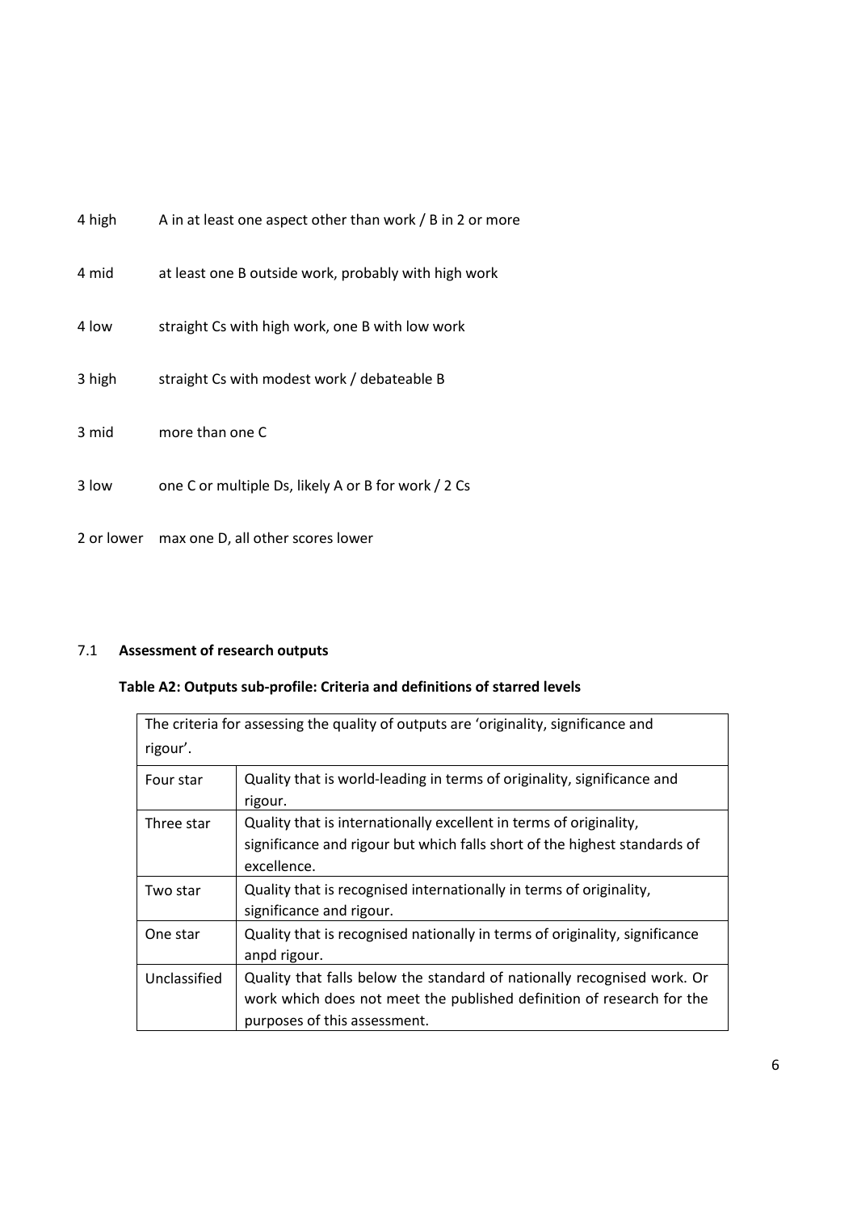| | |
|---|---|
| 4 high | A in at least one aspect other than work / B in 2 or more |
| 4 mid | at least one B outside work, probably with high work |
| 4 low | straight Cs with high work, one B with low work |
| 3 high | straight Cs with modest work / debateable B |
| 3 mid | more than one C |
| 3 low | one C or multiple Ds, likely A or B for work / 2 Cs |
| 2 or lower | max one D, all other scores lower |

### 7.1 **Assessment of research outputs**

**Table A2: Outputs sub-profile: Criteria and definitions of starred levels**

| The criteria for assessing the quality of outputs are 'originality, significance and rigour'. | |
|---|---|
| Four star | Quality that is world-leading in terms of originality, significance and rigour. |
| Three star | Quality that is internationally excellent in terms of originality, significance and rigour but which falls short of the highest standards of excellence. |
| Two star | Quality that is recognised internationally in terms of originality, significance and rigour. |
| One star | Quality that is recognised nationally in terms of originality, significance anpd rigour. |
| Unclassified | Quality that falls below the standard of nationally recognised work. Or work which does not meet the published definition of research for the purposes of this assessment. |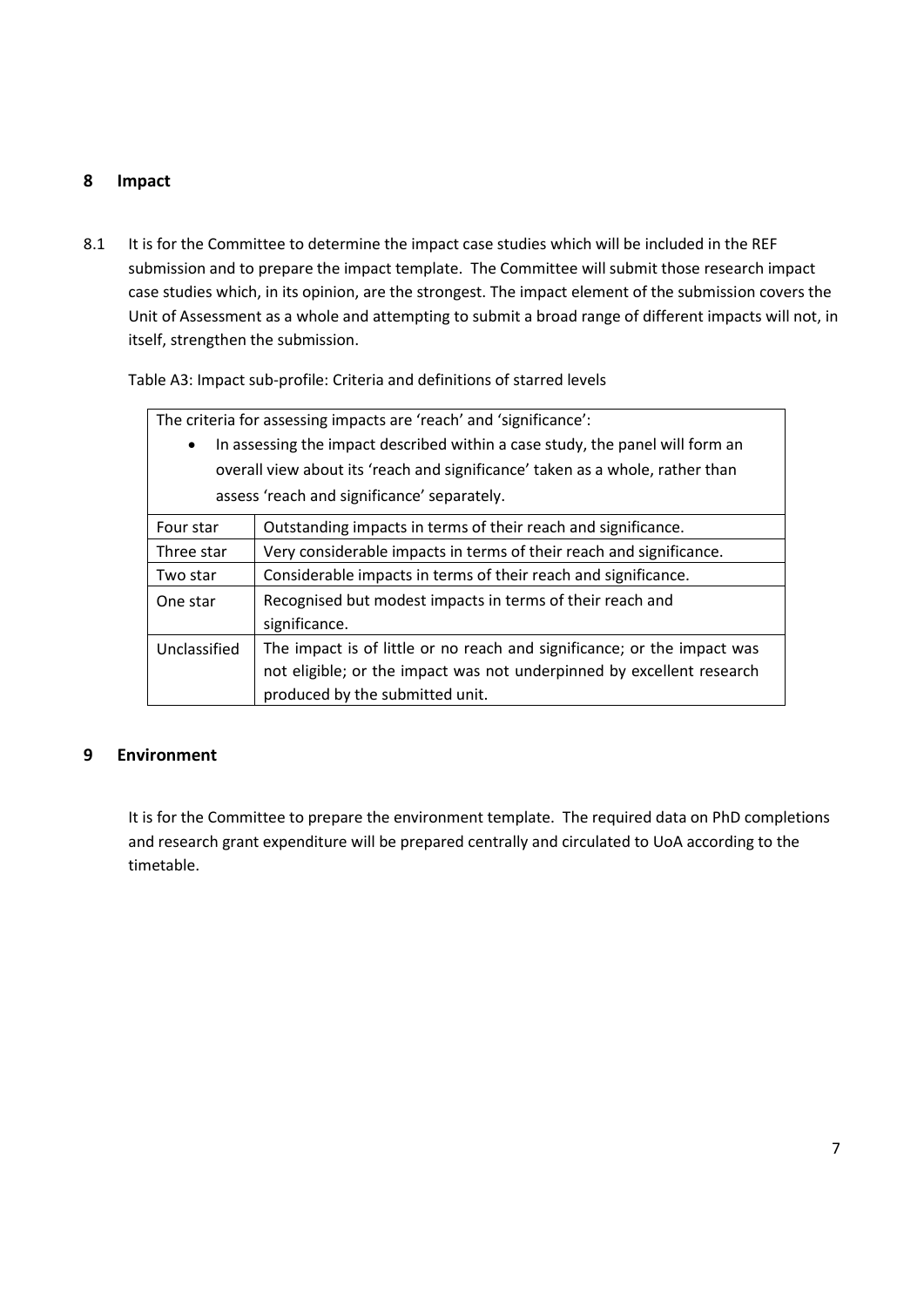## 8 Impact

8.1 It is for the Committee to determine the impact case studies which will be included in the REF submission and to prepare the impact template. The Committee will submit those research impact case studies which, in its opinion, are the strongest. The impact element of the submission covers the Unit of Assessment as a whole and attempting to submit a broad range of different impacts will not, in itself, strengthen the submission.

Table A3: Impact sub-profile: Criteria and definitions of starred levels

| The criteria for assessing impacts are 'reach' and 'significance':<br>• In assessing the impact described within a case study, the panel will form an overall view about its 'reach and significance' taken as a whole, rather than assess 'reach and significance' separately. | |
|---|---|
| Four star | Outstanding impacts in terms of their reach and significance. |
| Three star | Very considerable impacts in terms of their reach and significance. |
| Two star | Considerable impacts in terms of their reach and significance. |
| One star | Recognised but modest impacts in terms of their reach and significance. |
| Unclassified | The impact is of little or no reach and significance; or the impact was not eligible; or the impact was not underpinned by excellent research produced by the submitted unit. |

## 9 Environment

It is for the Committee to prepare the environment template. The required data on PhD completions and research grant expenditure will be prepared centrally and circulated to UoA according to the timetable.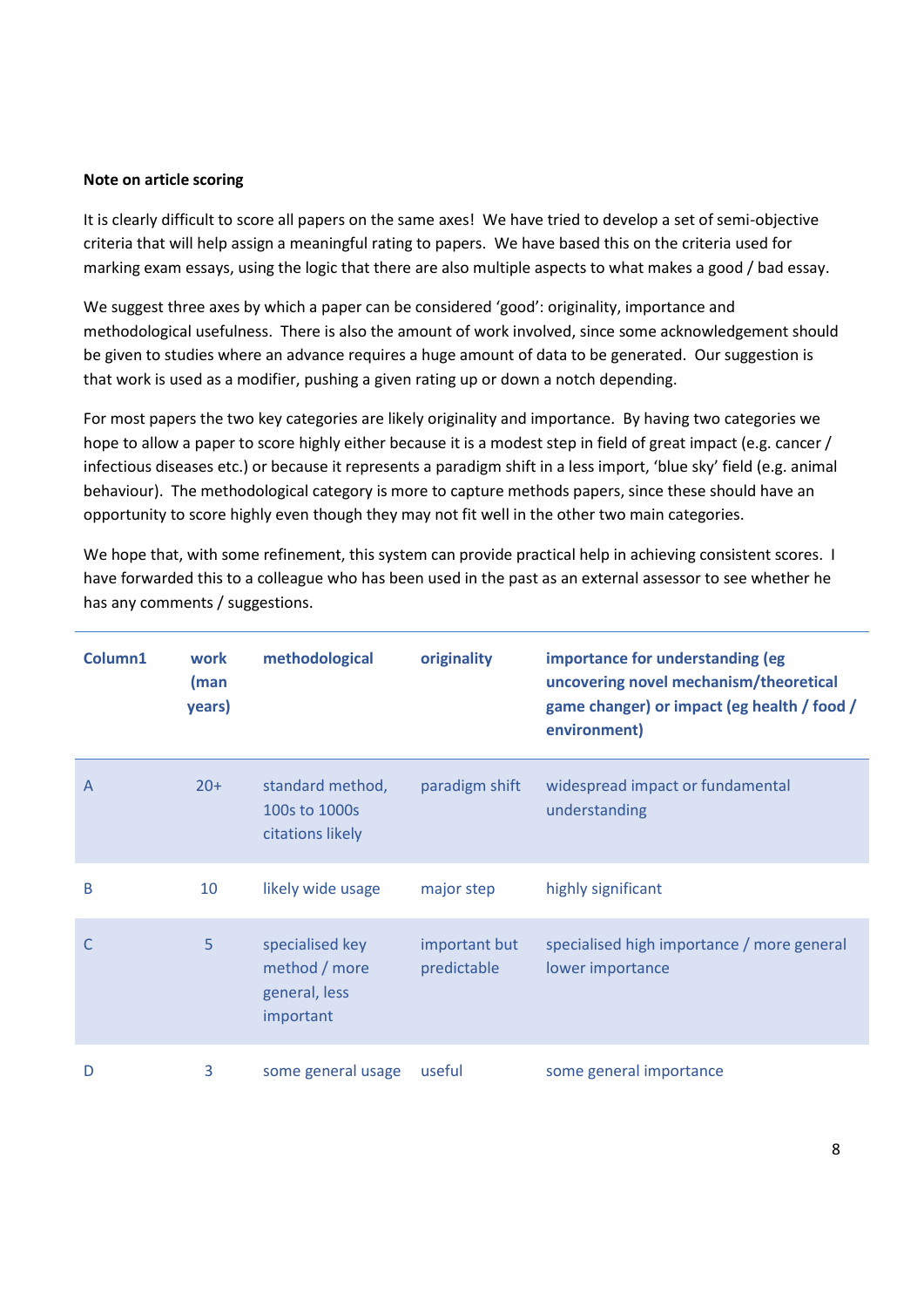**Note on article scoring**

It is clearly difficult to score all papers on the same axes! We have tried to develop a set of semi-objective criteria that will help assign a meaningful rating to papers. We have based this on the criteria used for marking exam essays, using the logic that there are also multiple aspects to what makes a good / bad essay.

We suggest three axes by which a paper can be considered 'good': originality, importance and methodological usefulness. There is also the amount of work involved, since some acknowledgement should be given to studies where an advance requires a huge amount of data to be generated. Our suggestion is that work is used as a modifier, pushing a given rating up or down a notch depending.

For most papers the two key categories are likely originality and importance. By having two categories we hope to allow a paper to score highly either because it is a modest step in field of great impact (e.g. cancer / infectious diseases etc.) or because it represents a paradigm shift in a less import, 'blue sky' field (e.g. animal behaviour). The methodological category is more to capture methods papers, since these should have an opportunity to score highly even though they may not fit well in the other two main categories.

We hope that, with some refinement, this system can provide practical help in achieving consistent scores. I have forwarded this to a colleague who has been used in the past as an external assessor to see whether he has any comments / suggestions.

| Column1 | work (man years) | methodological | originality | importance for understanding (eg uncovering novel mechanism/theoretical game changer) or impact (eg health / food / environment) |
|---|---|---|---|---|
| A | 20+ | standard method, 100s to 1000s citations likely | paradigm shift | widespread impact or fundamental understanding |
| B | 10 | likely wide usage | major step | highly significant |
| C | 5 | specialised key method / more general, less important | important but predictable | specialised high importance / more general lower importance |
| D | 3 | some general usage | useful | some general importance |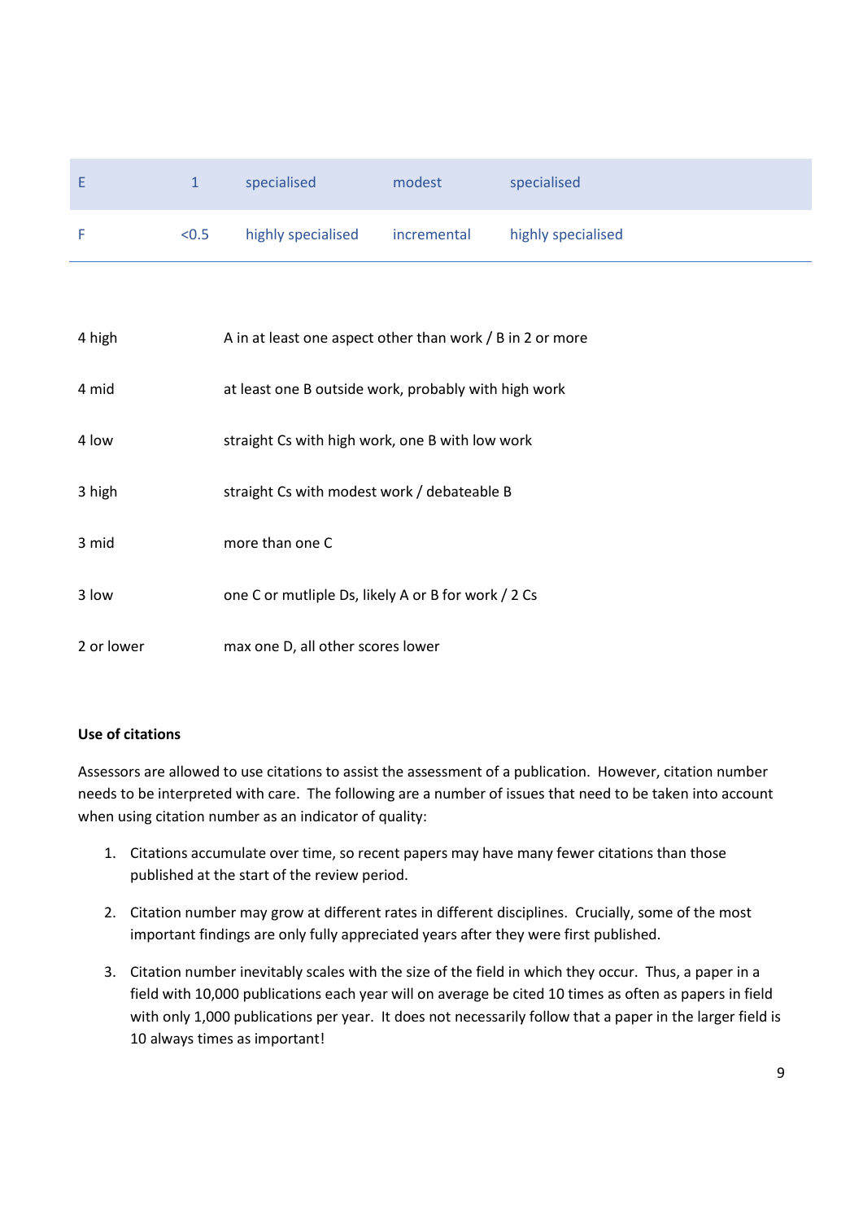| | | | | |
|---|---|---|---|---|
| E | 1 | specialised | modest | specialised |
| F | <0.5 | highly specialised | incremental | highly specialised |

| | |
|---|---|
| 4 high | A in at least one aspect other than work / B in 2 or more |
| 4 mid | at least one B outside work, probably with high work |
| 4 low | straight Cs with high work, one B with low work |
| 3 high | straight Cs with modest work / debateable B |
| 3 mid | more than one C |
| 3 low | one C or mutliple Ds, likely A or B for work / 2 Cs |
| 2 or lower | max one D, all other scores lower |

**Use of citations**

Assessors are allowed to use citations to assist the assessment of a publication. However, citation number needs to be interpreted with care. The following are a number of issues that need to be taken into account when using citation number as an indicator of quality:

1. Citations accumulate over time, so recent papers may have many fewer citations than those published at the start of the review period.
2. Citation number may grow at different rates in different disciplines. Crucially, some of the most important findings are only fully appreciated years after they were first published.
3. Citation number inevitably scales with the size of the field in which they occur. Thus, a paper in a field with 10,000 publications each year will on average be cited 10 times as often as papers in field with only 1,000 publications per year. It does not necessarily follow that a paper in the larger field is 10 always times as important!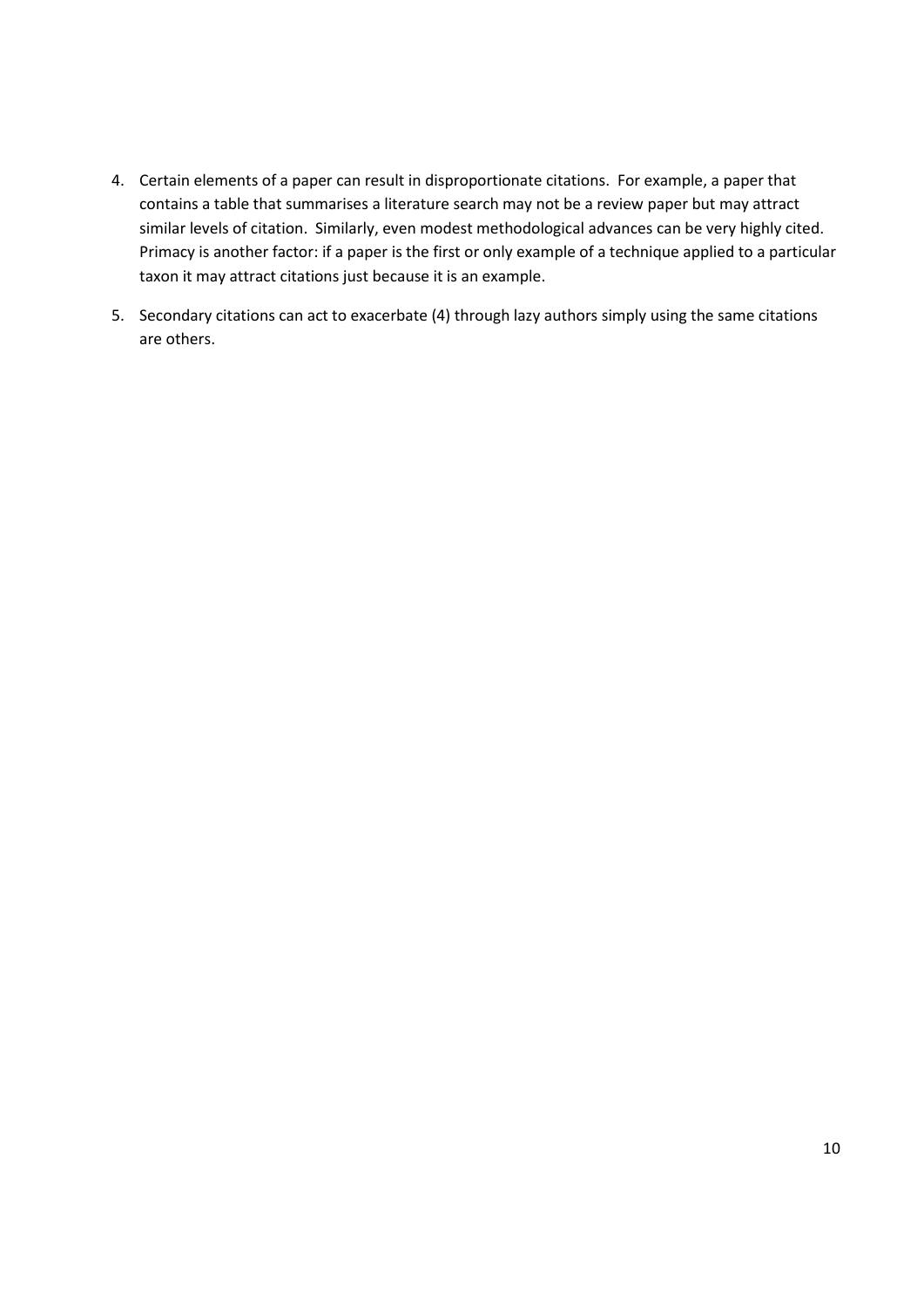4. Certain elements of a paper can result in disproportionate citations. For example, a paper that contains a table that summarises a literature search may not be a review paper but may attract similar levels of citation. Similarly, even modest methodological advances can be very highly cited. Primacy is another factor: if a paper is the first or only example of a technique applied to a particular taxon it may attract citations just because it is an example.

5. Secondary citations can act to exacerbate (4) through lazy authors simply using the same citations are others.